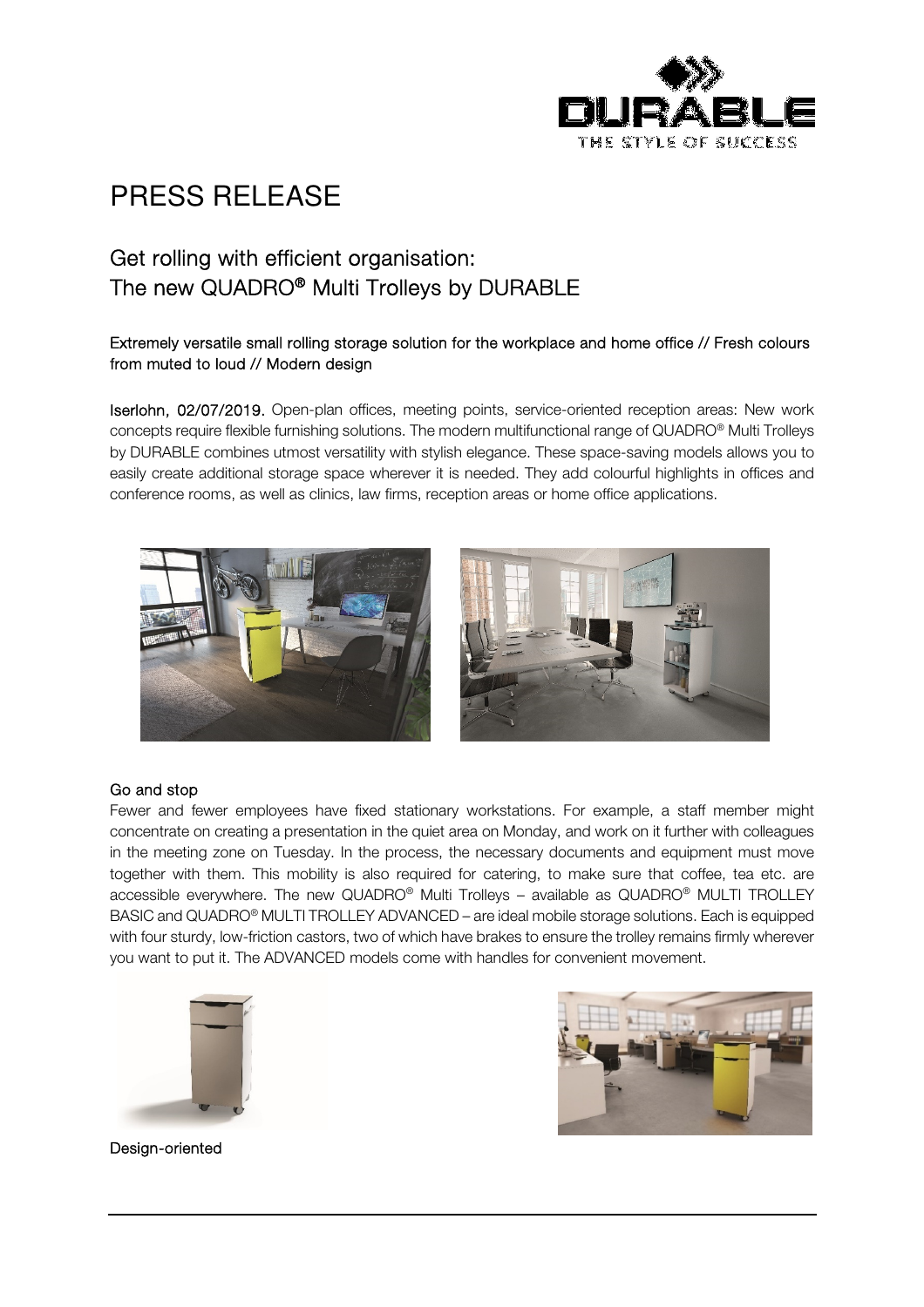# PRESS RELEASE

## Get rolling with efficient organisation: The new QUADRO® Multi Trolleys by DURABLE

**Extremely versatile small rolling storage solution for the workplace and home office // Fresh colours from muted to loud // Modern design**

**Iserlohn, 02/07/2019.** Open-plan offices, meeting points, service-oriented reception areas: New work concepts require flexible furnishing solutions. The modern multifunctional range of QUADRO® Multi Trolleys by DURABLE combines utmost versatility with stylish elegance. These space-saving models allows you to easily create additional storage space wherever it is needed. They add colourful highlights in offices and conference rooms, as well as clinics, law firms, reception areas or home office applications.

### Go and stop

Fewer and fewer employees have fixed stationary workstations. For example, a staff member might concentrate on creating a presentation in the quiet area on Monday, and work on it further with colleagues in the meeting zone on Tuesday. In the process, the necessary documents and equipment must move together with them. This mobility is also required for catering, to make sure that coffee, tea etc. are accessible everywhere. The new QUADRO® Multi Trolleys – available as QUADRO® MULTI TROLLEY BASIC and QUADRO® MULTI TROLLEY ADVANCED – are ideal mobile storage solutions. Each is equipped with four sturdy, low-friction castors, two of which have brakes to ensure the trolley remains firmly wherever you want to put it. The ADVANCED models come with handles for convenient movement.

### Design-oriented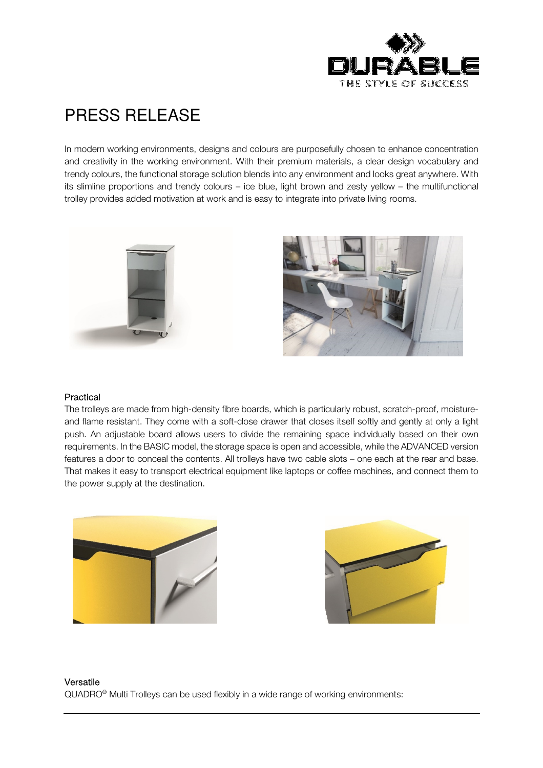# PRESS RELEASE

In modern working environments, designs and colours are purposefully chosen to enhance concentration and creativity in the working environment. With their premium materials, a clear design vocabulary and trendy colours, the functional storage solution blends into any environment and looks great anywhere. With its slimline proportions and trendy colours – ice blue, light brown and zesty yellow – the multifunctional trolley provides added motivation at work and is easy to integrate into private living rooms.

## Practical

The trolleys are made from high-density fibre boards, which is particularly robust, scratch-proof, moisture- and flame resistant. They come with a soft-close drawer that closes itself softly and gently at only a light push. An adjustable board allows users to divide the remaining space individually based on their own requirements. In the BASIC model, the storage space is open and accessible, while the ADVANCED version features a door to conceal the contents. All trolleys have two cable slots – one each at the rear and base. That makes it easy to transport electrical equipment like laptops or coffee machines, and connect them to the power supply at the destination.

## Versatile

QUADRO® Multi Trolleys can be used flexibly in a wide range of working environments: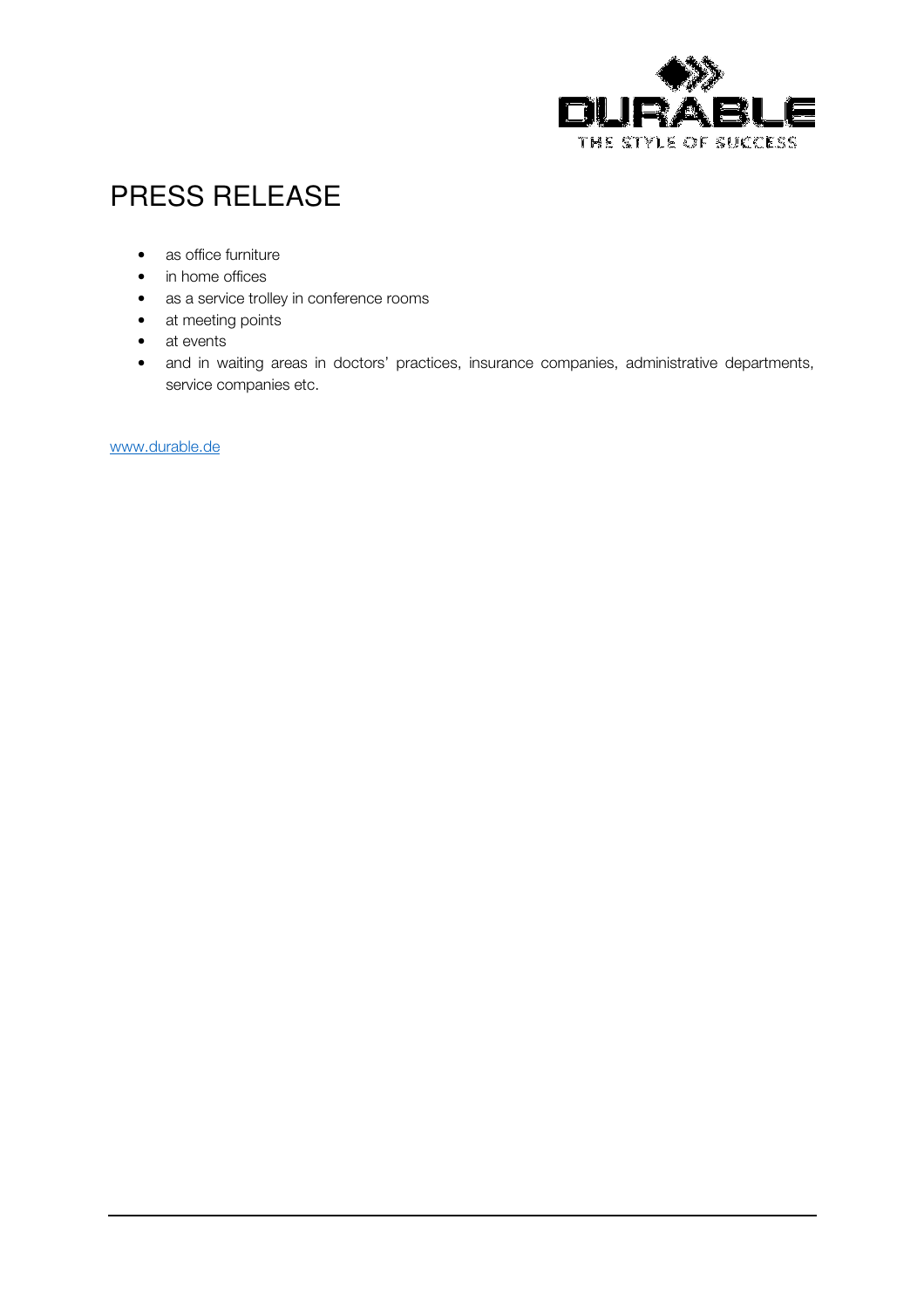# PRESS RELEASE

- as office furniture
- in home offices
- as a service trolley in conference rooms
- at meeting points
- at events
- and in waiting areas in doctors' practices, insurance companies, administrative departments, service companies etc.

www.durable.de